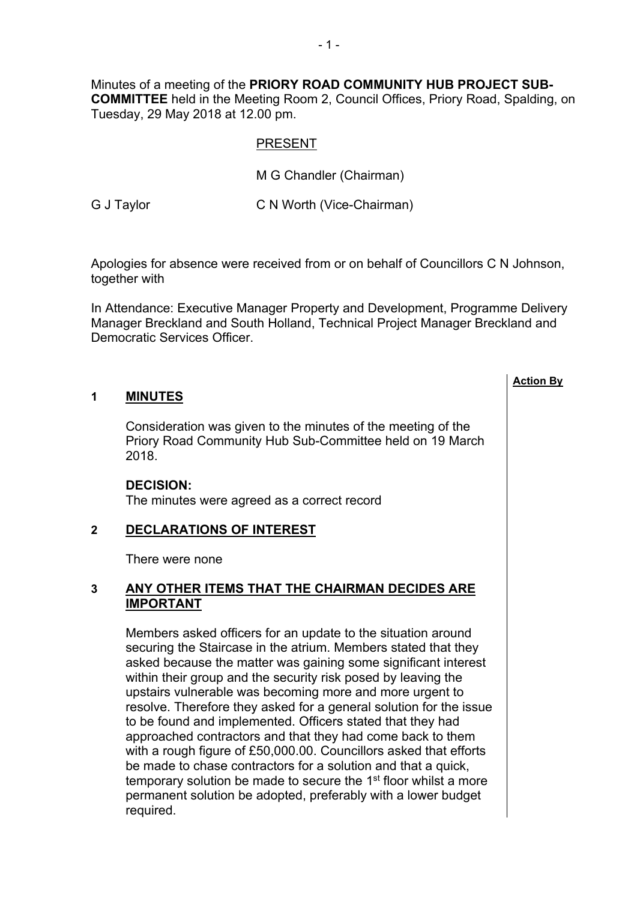Minutes of a meeting of the **PRIORY ROAD COMMUNITY HUB PROJECT SUB-COMMITTEE** held in the Meeting Room 2, Council Offices, Priory Road, Spalding, on Tuesday, 29 May 2018 at 12.00 pm.

PRESENT

M G Chandler (Chairman)

G J Taylor C N Worth (Vice-Chairman)

Apologies for absence were received from or on behalf of Councillors C N Johnson, together with

In Attendance: Executive Manager Property and Development, Programme Delivery Manager Breckland and South Holland, Technical Project Manager Breckland and Democratic Services Officer.

**Action By**

## 1 MINUTES

Consideration was given to the minutes of the meeting of the Priory Road Community Hub Sub-Committee held on 19 March 2018.

**DECISION:**
The minutes were agreed as a correct record

## 2 DECLARATIONS OF INTEREST

There were none

## 3 ANY OTHER ITEMS THAT THE CHAIRMAN DECIDES ARE IMPORTANT

Members asked officers for an update to the situation around securing the Staircase in the atrium. Members stated that they asked because the matter was gaining some significant interest within their group and the security risk posed by leaving the upstairs vulnerable was becoming more and more urgent to resolve. Therefore they asked for a general solution for the issue to be found and implemented. Officers stated that they had approached contractors and that they had come back to them with a rough figure of £50,000.00. Councillors asked that efforts be made to chase contractors for a solution and that a quick, temporary solution be made to secure the 1st floor whilst a more permanent solution be adopted, preferably with a lower budget required.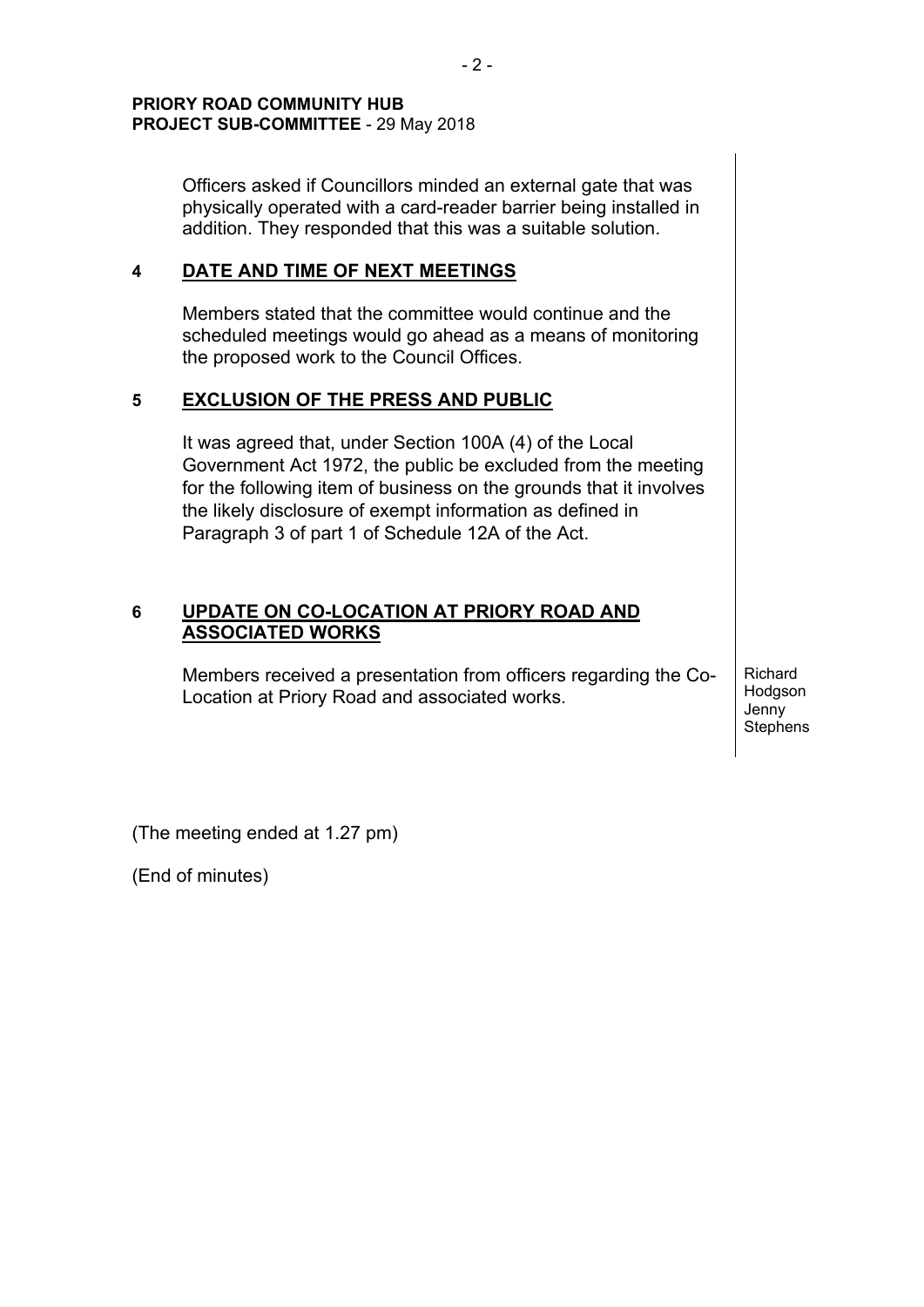Officers asked if Councillors minded an external gate that was physically operated with a card-reader barrier being installed in addition. They responded that this was a suitable solution.

## 4 DATE AND TIME OF NEXT MEETINGS

Members stated that the committee would continue and the scheduled meetings would go ahead as a means of monitoring the proposed work to the Council Offices.

## 5 EXCLUSION OF THE PRESS AND PUBLIC

It was agreed that, under Section 100A (4) of the Local Government Act 1972, the public be excluded from the meeting for the following item of business on the grounds that it involves the likely disclosure of exempt information as defined in Paragraph 3 of part 1 of Schedule 12A of the Act.

## 6 UPDATE ON CO-LOCATION AT PRIORY ROAD AND ASSOCIATED WORKS

Members received a presentation from officers regarding the Co-Location at Priory Road and associated works.

Richard Hodgson
Jenny Stephens

(The meeting ended at 1.27 pm)

(End of minutes)